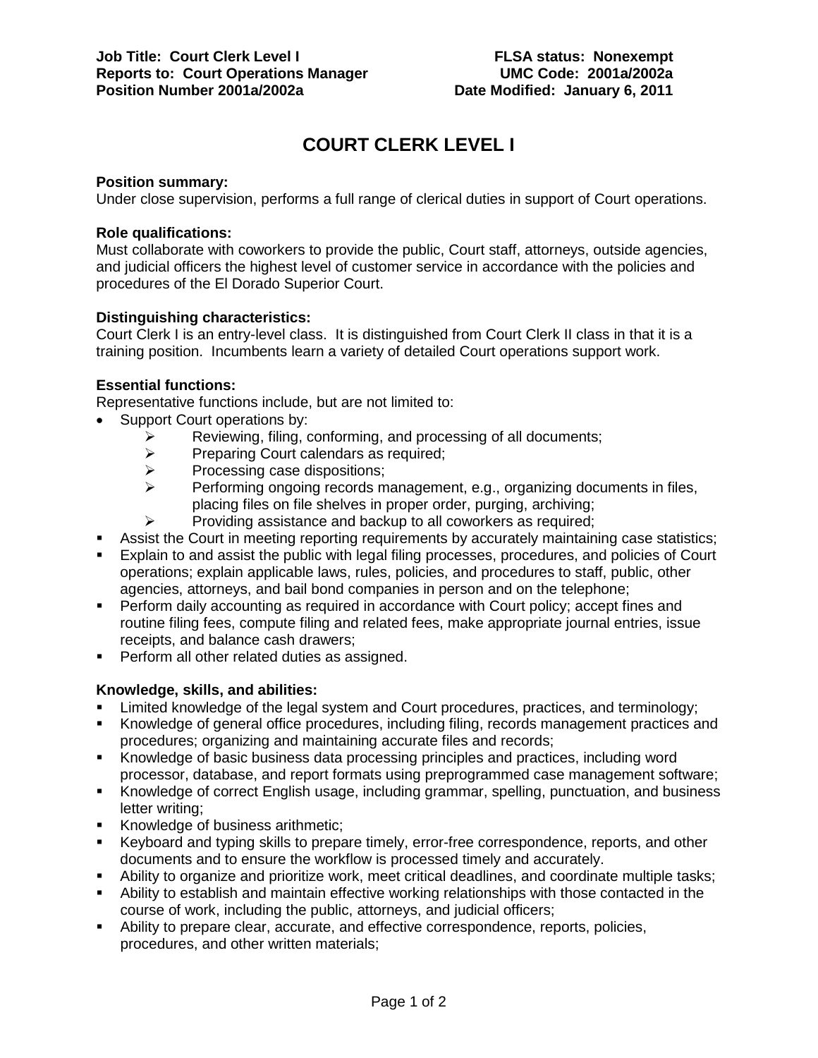**Job Title: Court Clerk Level I**
**Reports to: Court Operations Manager**
**Position Number 2001a/2002a**

**FLSA status: Nonexempt**
**UMC Code: 2001a/2002a**
**Date Modified: January 6, 2011**

# COURT CLERK LEVEL I

**Position summary:**
Under close supervision, performs a full range of clerical duties in support of Court operations.

**Role qualifications:**
Must collaborate with coworkers to provide the public, Court staff, attorneys, outside agencies, and judicial officers the highest level of customer service in accordance with the policies and procedures of the El Dorado Superior Court.

**Distinguishing characteristics:**
Court Clerk I is an entry-level class. It is distinguished from Court Clerk II class in that it is a training position. Incumbents learn a variety of detailed Court operations support work.

**Essential functions:**
Representative functions include, but are not limited to:

- Support Court operations by:
  - Reviewing, filing, conforming, and processing of all documents;
  - Preparing Court calendars as required;
  - Processing case dispositions;
  - Performing ongoing records management, e.g., organizing documents in files, placing files on file shelves in proper order, purging, archiving;
  - Providing assistance and backup to all coworkers as required;
- Assist the Court in meeting reporting requirements by accurately maintaining case statistics;
- Explain to and assist the public with legal filing processes, procedures, and policies of Court operations; explain applicable laws, rules, policies, and procedures to staff, public, other agencies, attorneys, and bail bond companies in person and on the telephone;
- Perform daily accounting as required in accordance with Court policy; accept fines and routine filing fees, compute filing and related fees, make appropriate journal entries, issue receipts, and balance cash drawers;
- Perform all other related duties as assigned.

**Knowledge, skills, and abilities:**

- Limited knowledge of the legal system and Court procedures, practices, and terminology;
- Knowledge of general office procedures, including filing, records management practices and procedures; organizing and maintaining accurate files and records;
- Knowledge of basic business data processing principles and practices, including word processor, database, and report formats using preprogrammed case management software;
- Knowledge of correct English usage, including grammar, spelling, punctuation, and business letter writing;
- Knowledge of business arithmetic;
- Keyboard and typing skills to prepare timely, error-free correspondence, reports, and other documents and to ensure the workflow is processed timely and accurately.
- Ability to organize and prioritize work, meet critical deadlines, and coordinate multiple tasks;
- Ability to establish and maintain effective working relationships with those contacted in the course of work, including the public, attorneys, and judicial officers;
- Ability to prepare clear, accurate, and effective correspondence, reports, policies, procedures, and other written materials;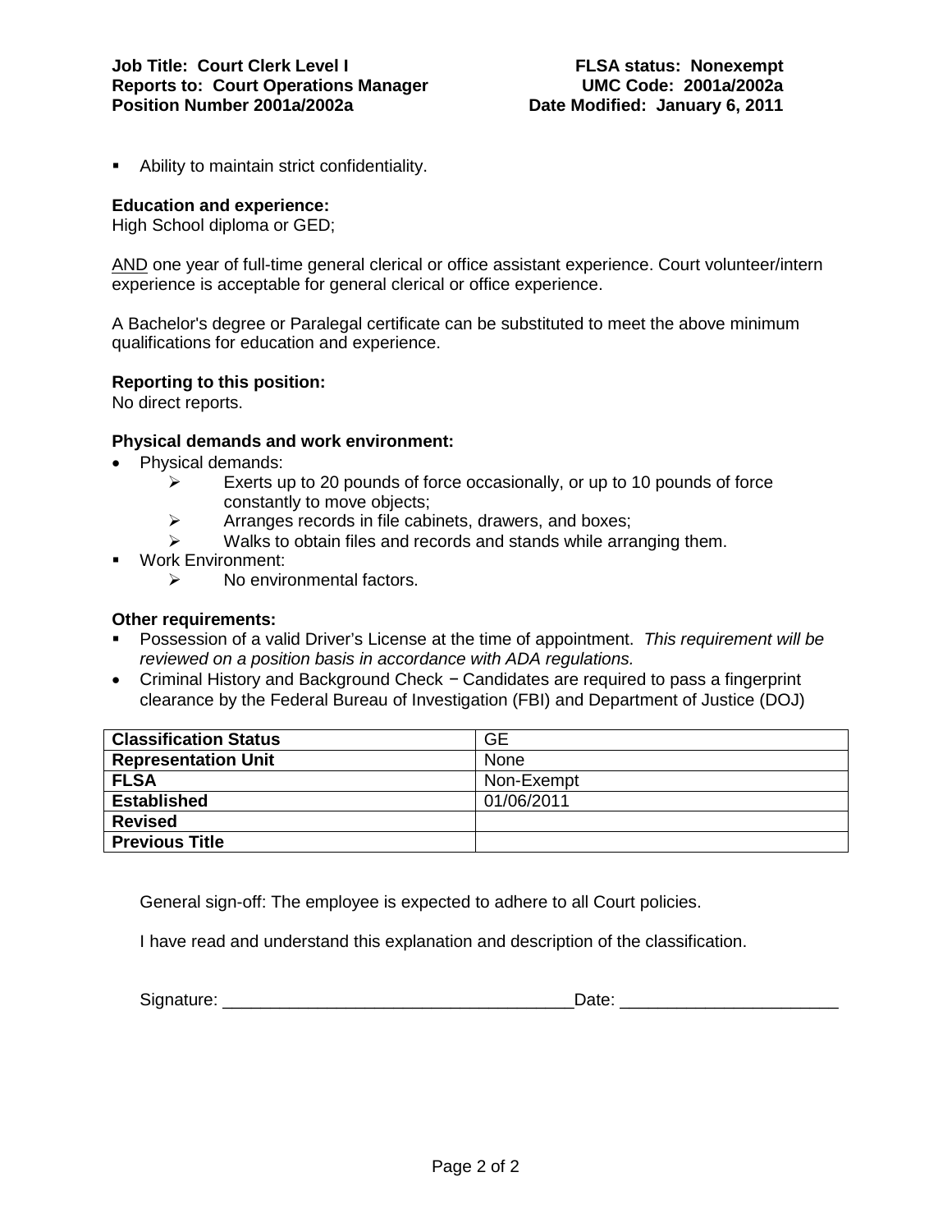- Ability to maintain strict confidentiality.

**Education and experience:**
High School diploma or GED;

AND one year of full-time general clerical or office assistant experience. Court volunteer/intern experience is acceptable for general clerical or office experience.

A Bachelor's degree or Paralegal certificate can be substituted to meet the above minimum qualifications for education and experience.

**Reporting to this position:**
No direct reports.

**Physical demands and work environment:**

- Physical demands:
  - Exerts up to 20 pounds of force occasionally, or up to 10 pounds of force constantly to move objects;
  - Arranges records in file cabinets, drawers, and boxes;
  - Walks to obtain files and records and stands while arranging them.
- Work Environment:
  - No environmental factors.

**Other requirements:**

- Possession of a valid Driver's License at the time of appointment. *This requirement will be reviewed on a position basis in accordance with ADA regulations.*
- Criminal History and Background Check − Candidates are required to pass a fingerprint clearance by the Federal Bureau of Investigation (FBI) and Department of Justice (DOJ)

| | |
|---|---|
| **Classification Status** | GE |
| **Representation Unit** | None |
| **FLSA** | Non-Exempt |
| **Established** | 01/06/2011 |
| **Revised** | |
| **Previous Title** | |

General sign-off: The employee is expected to adhere to all Court policies.

I have read and understand this explanation and description of the classification.

Signature: _____________________________________Date: _______________________